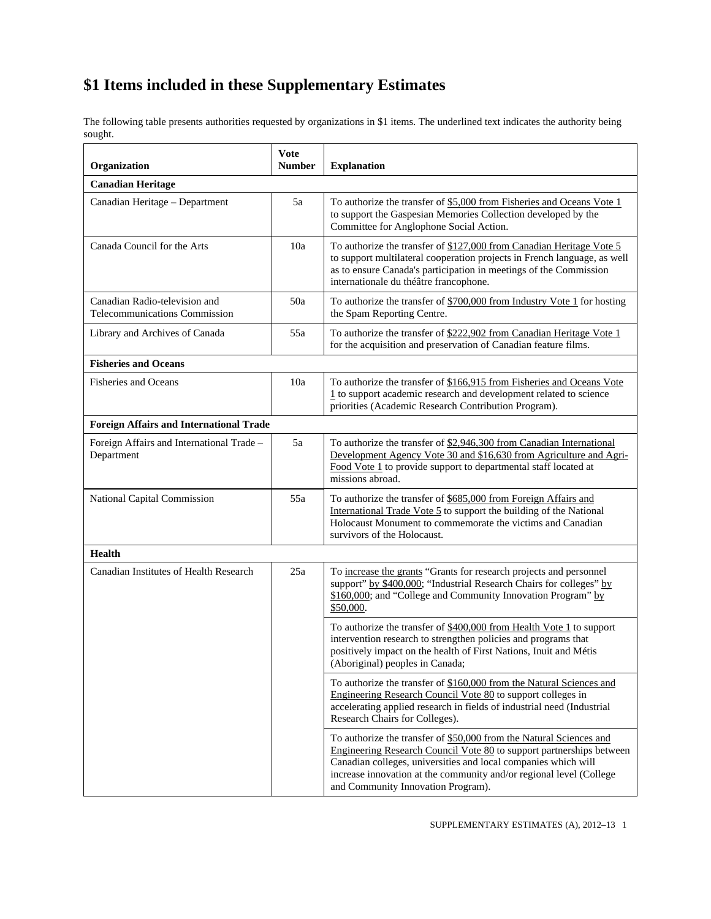# $1 Items included in these Supplementary Estimates

The following table presents authorities requested by organizations in $1 items. The underlined text indicates the authority being sought.

| Organization | Vote Number | Explanation |
|---|---|---|
| **Canadian Heritage** | | |
| Canadian Heritage – Department | 5a | To authorize the transfer of <u>$5,000 from Fisheries and Oceans Vote 1</u> to support the Gaspesian Memories Collection developed by the Committee for Anglophone Social Action. |
| Canada Council for the Arts | 10a | To authorize the transfer of <u>$127,000 from Canadian Heritage Vote 5</u> to support multilateral cooperation projects in French language, as well as to ensure Canada's participation in meetings of the Commission internationale du théâtre francophone. |
| Canadian Radio-television and Telecommunications Commission | 50a | To authorize the transfer of <u>$700,000 from Industry Vote 1</u> for hosting the Spam Reporting Centre. |
| Library and Archives of Canada | 55a | To authorize the transfer of <u>$222,902 from Canadian Heritage Vote 1</u> for the acquisition and preservation of Canadian feature films. |
| **Fisheries and Oceans** | | |
| Fisheries and Oceans | 10a | To authorize the transfer of <u>$166,915 from Fisheries and Oceans Vote 1</u> to support academic research and development related to science priorities (Academic Research Contribution Program). |
| **Foreign Affairs and International Trade** | | |
| Foreign Affairs and International Trade – Department | 5a | To authorize the transfer of <u>$2,946,300 from Canadian International Development Agency Vote 30 and $16,630 from Agriculture and Agri-Food Vote 1</u> to provide support to departmental staff located at missions abroad. |
| National Capital Commission | 55a | To authorize the transfer of <u>$685,000 from Foreign Affairs and International Trade Vote 5</u> to support the building of the National Holocaust Monument to commemorate the victims and Canadian survivors of the Holocaust. |
| **Health** | | |
| Canadian Institutes of Health Research | 25a | To <u>increase the grants</u> "Grants for research projects and personnel support" <u>by $400,000</u>; "Industrial Research Chairs for colleges" <u>by $160,000</u>; and "College and Community Innovation Program" <u>by $50,000</u>. |
| | | To authorize the transfer of <u>$400,000 from Health Vote 1</u> to support intervention research to strengthen policies and programs that positively impact on the health of First Nations, Inuit and Métis (Aboriginal) peoples in Canada; |
| | | To authorize the transfer of <u>$160,000 from the Natural Sciences and Engineering Research Council Vote 80</u> to support colleges in accelerating applied research in fields of industrial need (Industrial Research Chairs for Colleges). |
| | | To authorize the transfer of <u>$50,000 from the Natural Sciences and Engineering Research Council Vote 80</u> to support partnerships between Canadian colleges, universities and local companies which will increase innovation at the community and/or regional level (College and Community Innovation Program). |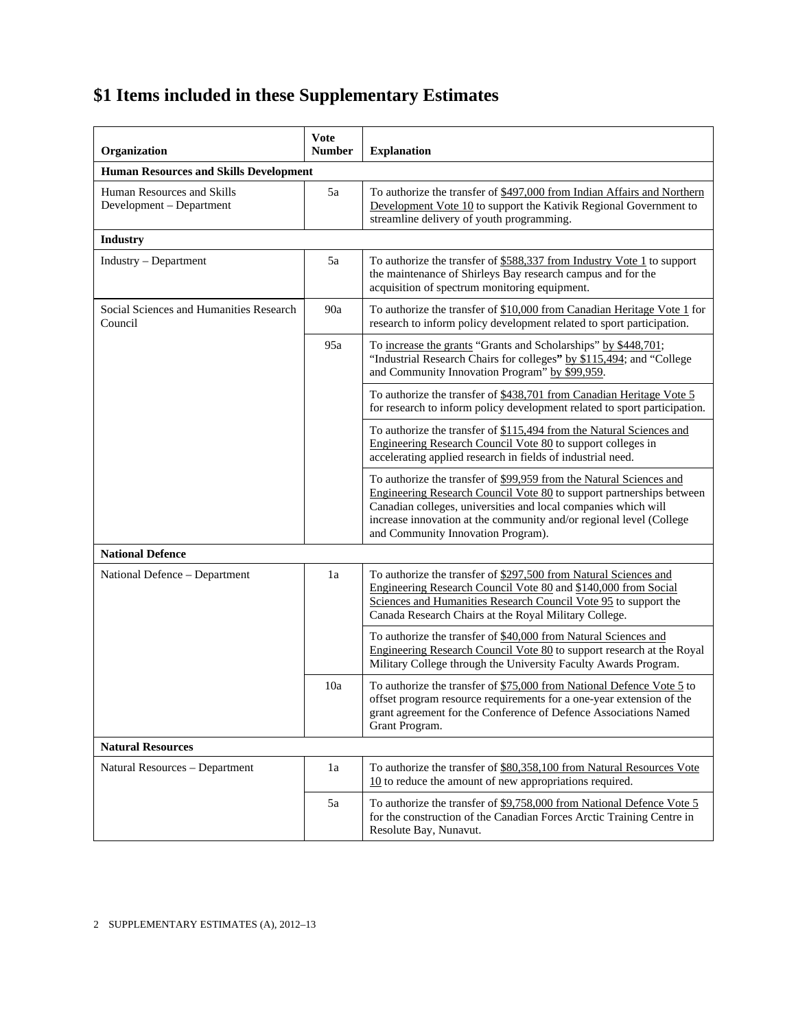# $1 Items included in these Supplementary Estimates

| Organization | Vote Number | Explanation |
|---|---|---|
| **Human Resources and Skills Development** | | |
| Human Resources and Skills Development – Department | 5a | To authorize the transfer of $497,000 from Indian Affairs and Northern Development Vote 10 to support the Kativik Regional Government to streamline delivery of youth programming. |
| **Industry** | | |
| Industry – Department | 5a | To authorize the transfer of $588,337 from Industry Vote 1 to support the maintenance of Shirleys Bay research campus and for the acquisition of spectrum monitoring equipment. |
| Social Sciences and Humanities Research Council | 90a | To authorize the transfer of $10,000 from Canadian Heritage Vote 1 for research to inform policy development related to sport participation. |
| | 95a | To increase the grants "Grants and Scholarships" by $448,701; "Industrial Research Chairs for colleges" by $115,494; and "College and Community Innovation Program" by $99,959. |
| | | To authorize the transfer of $438,701 from Canadian Heritage Vote 5 for research to inform policy development related to sport participation. |
| | | To authorize the transfer of $115,494 from the Natural Sciences and Engineering Research Council Vote 80 to support colleges in accelerating applied research in fields of industrial need. |
| | | To authorize the transfer of $99,959 from the Natural Sciences and Engineering Research Council Vote 80 to support partnerships between Canadian colleges, universities and local companies which will increase innovation at the community and/or regional level (College and Community Innovation Program). |
| **National Defence** | | |
| National Defence – Department | 1a | To authorize the transfer of $297,500 from Natural Sciences and Engineering Research Council Vote 80 and $140,000 from Social Sciences and Humanities Research Council Vote 95 to support the Canada Research Chairs at the Royal Military College. |
| | | To authorize the transfer of $40,000 from Natural Sciences and Engineering Research Council Vote 80 to support research at the Royal Military College through the University Faculty Awards Program. |
| | 10a | To authorize the transfer of $75,000 from National Defence Vote 5 to offset program resource requirements for a one-year extension of the grant agreement for the Conference of Defence Associations Named Grant Program. |
| **Natural Resources** | | |
| Natural Resources – Department | 1a | To authorize the transfer of $80,358,100 from Natural Resources Vote 10 to reduce the amount of new appropriations required. |
| | 5a | To authorize the transfer of $9,758,000 from National Defence Vote 5 for the construction of the Canadian Forces Arctic Training Centre in Resolute Bay, Nunavut. |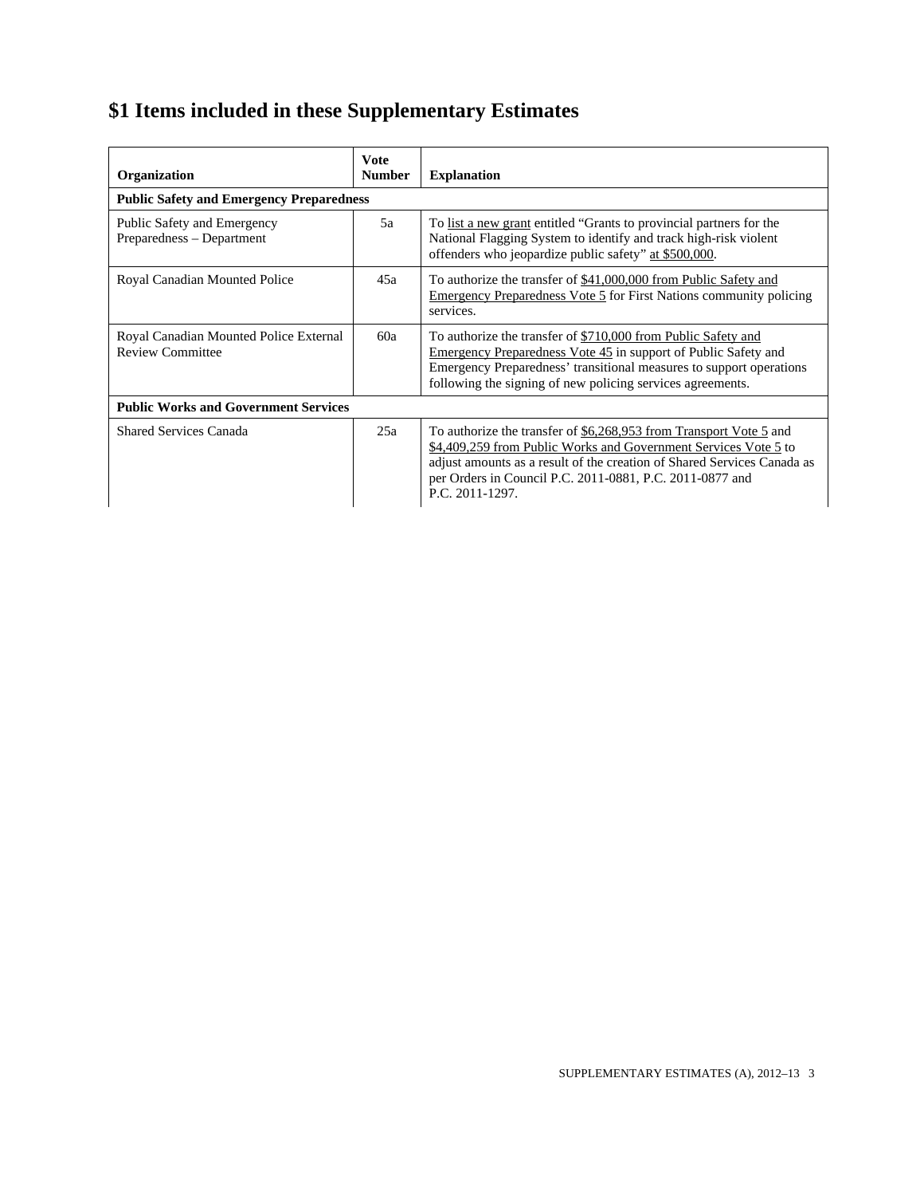# $1 Items included in these Supplementary Estimates

| Organization | Vote Number | Explanation |
|---|---|---|
| **Public Safety and Emergency Preparedness** | | |
| Public Safety and Emergency Preparedness – Department | 5a | To list a new grant entitled "Grants to provincial partners for the National Flagging System to identify and track high-risk violent offenders who jeopardize public safety" at $500,000. |
| Royal Canadian Mounted Police | 45a | To authorize the transfer of $41,000,000 from Public Safety and Emergency Preparedness Vote 5 for First Nations community policing services. |
| Royal Canadian Mounted Police External Review Committee | 60a | To authorize the transfer of $710,000 from Public Safety and Emergency Preparedness Vote 45 in support of Public Safety and Emergency Preparedness' transitional measures to support operations following the signing of new policing services agreements. |
| **Public Works and Government Services** | | |
| Shared Services Canada | 25a | To authorize the transfer of $6,268,953 from Transport Vote 5 and $4,409,259 from Public Works and Government Services Vote 5 to adjust amounts as a result of the creation of Shared Services Canada as per Orders in Council P.C. 2011-0881, P.C. 2011-0877 and P.C. 2011-1297. |